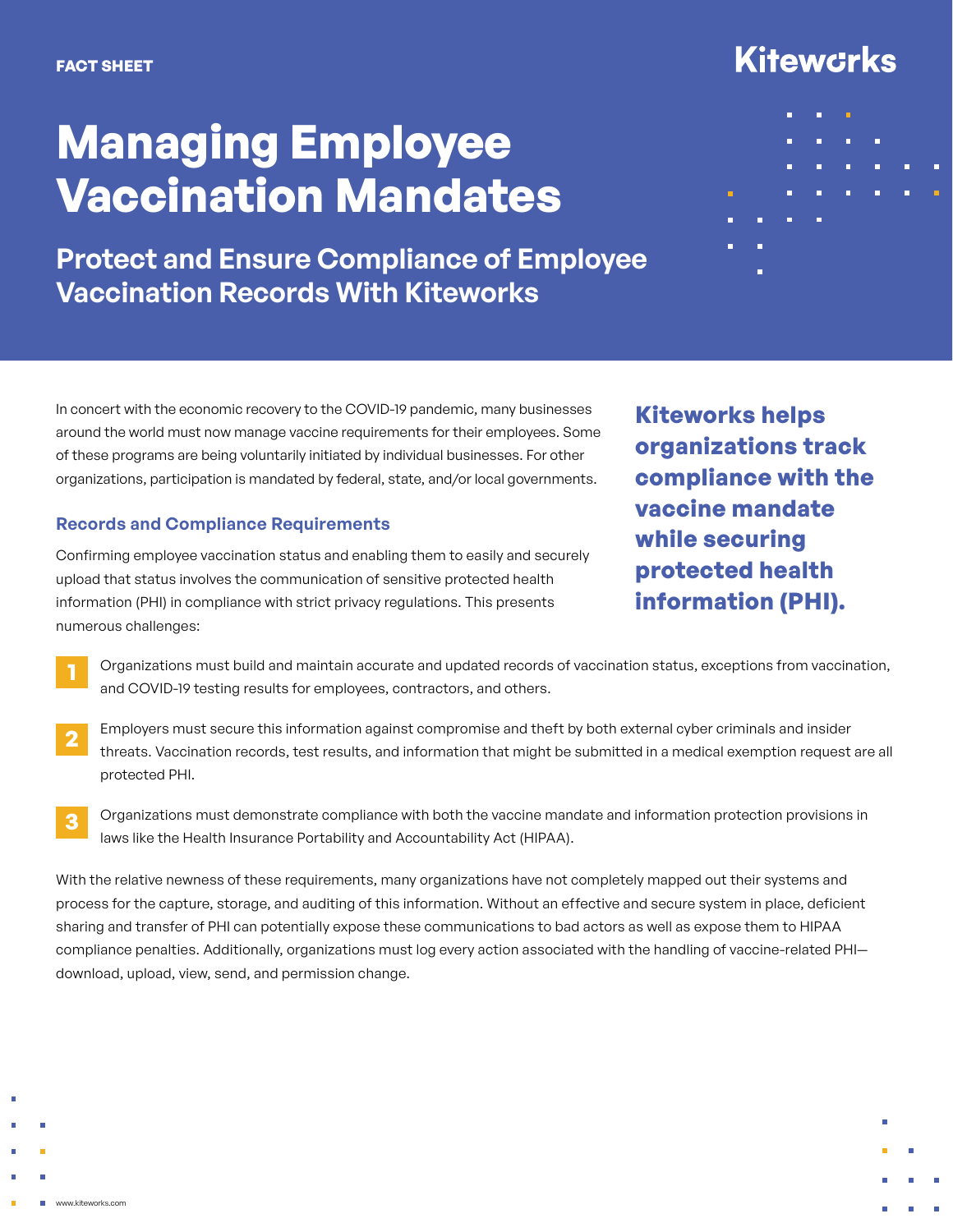FACT SHEET

Kiteworks

# Managing Employee Vaccination Mandates

## Protect and Ensure Compliance of Employee Vaccination Records With Kiteworks

In concert with the economic recovery to the COVID-19 pandemic, many businesses around the world must now manage vaccine requirements for their employees. Some of these programs are being voluntarily initiated by individual businesses. For other organizations, participation is mandated by federal, state, and/or local governments.

**Kiteworks helps organizations track compliance with the vaccine mandate while securing protected health information (PHI).**

### Records and Compliance Requirements

Confirming employee vaccination status and enabling them to easily and securely upload that status involves the communication of sensitive protected health information (PHI) in compliance with strict privacy regulations. This presents numerous challenges:

1. Organizations must build and maintain accurate and updated records of vaccination status, exceptions from vaccination, and COVID-19 testing results for employees, contractors, and others.
2. Employers must secure this information against compromise and theft by both external cyber criminals and insider threats. Vaccination records, test results, and information that might be submitted in a medical exemption request are all protected PHI.
3. Organizations must demonstrate compliance with both the vaccine mandate and information protection provisions in laws like the Health Insurance Portability and Accountability Act (HIPAA).

With the relative newness of these requirements, many organizations have not completely mapped out their systems and process for the capture, storage, and auditing of this information. Without an effective and secure system in place, deficient sharing and transfer of PHI can potentially expose these communications to bad actors as well as expose them to HIPAA compliance penalties. Additionally, organizations must log every action associated with the handling of vaccine-related PHI—download, upload, view, send, and permission change.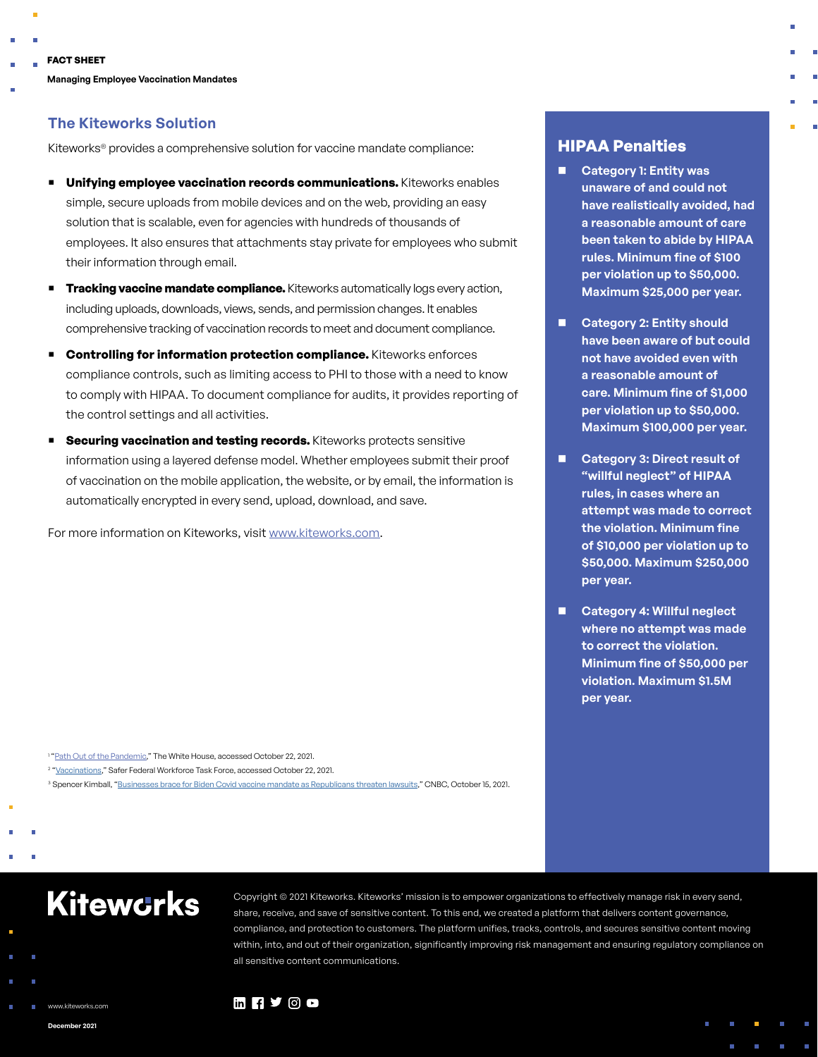FACT SHEET

Managing Employee Vaccination Mandates

## The Kiteworks Solution

Kiteworks® provides a comprehensive solution for vaccine mandate compliance:

- **Unifying employee vaccination records communications.** Kiteworks enables simple, secure uploads from mobile devices and on the web, providing an easy solution that is scalable, even for agencies with hundreds of thousands of employees. It also ensures that attachments stay private for employees who submit their information through email.
- **Tracking vaccine mandate compliance.** Kiteworks automatically logs every action, including uploads, downloads, views, sends, and permission changes. It enables comprehensive tracking of vaccination records to meet and document compliance.
- **Controlling for information protection compliance.** Kiteworks enforces compliance controls, such as limiting access to PHI to those with a need to know to comply with HIPAA. To document compliance for audits, it provides reporting of the control settings and all activities.
- **Securing vaccination and testing records.** Kiteworks protects sensitive information using a layered defense model. Whether employees submit their proof of vaccination on the mobile application, the website, or by email, the information is automatically encrypted in every send, upload, download, and save.

For more information on Kiteworks, visit [www.kiteworks.com](www.kiteworks.com).

## HIPAA Penalties

- **Category 1: Entity was unaware of and could not have realistically avoided, had a reasonable amount of care been taken to abide by HIPAA rules. Minimum fine of $100 per violation up to $50,000. Maximum $25,000 per year.**
- **Category 2: Entity should have been aware of but could not have avoided even with a reasonable amount of care. Minimum fine of $1,000 per violation up to $50,000. Maximum $100,000 per year.**
- **Category 3: Direct result of "willful neglect" of HIPAA rules, in cases where an attempt was made to correct the violation. Minimum fine of $10,000 per violation up to $50,000. Maximum $250,000 per year.**
- **Category 4: Willful neglect where no attempt was made to correct the violation. Minimum fine of $50,000 per violation. Maximum $1.5M per year.**

[1] "Path Out of the Pandemic," The White House, accessed October 22, 2021.

[2] "Vaccinations," Safer Federal Workforce Task Force, accessed October 22, 2021.

[3] Spencer Kimball, "Businesses brace for Biden Covid vaccine mandate as Republicans threaten lawsuits," CNBC, October 15, 2021.

Kiteworks

Copyright © 2021 Kiteworks. Kiteworks' mission is to empower organizations to effectively manage risk in every send, share, receive, and save of sensitive content. To this end, we created a platform that delivers content governance, compliance, and protection to customers. The platform unifies, tracks, controls, and secures sensitive content moving within, into, and out of their organization, significantly improving risk management and ensuring regulatory compliance on all sensitive content communications.

www.kiteworks.com

December 2021